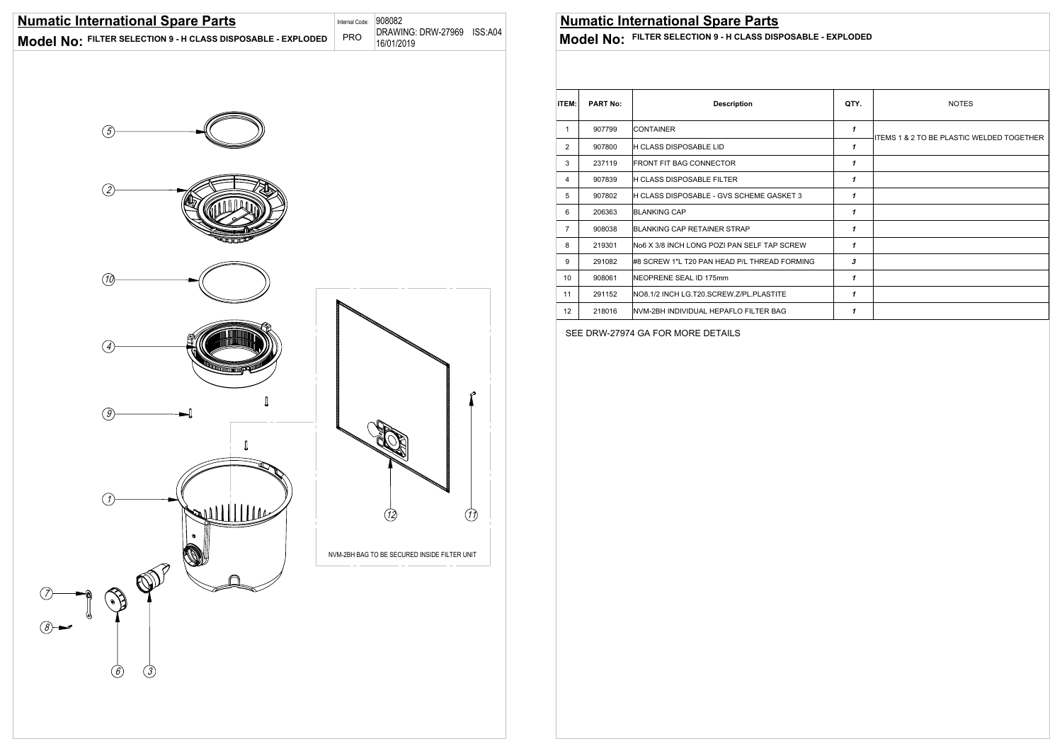# Numatic International Spare Parts

**Model No:** FILTER SELECTION 9 - H CLASS DISPOSABLE - EXPLODED

Internal Code: PRO

908082
DRAWING: DRW-27969 ISS:A04
16/01/2019

NVM-2BH BAG TO BE SECURED INSIDE FILTER UNIT

# Numatic International Spare Parts

**Model No:** FILTER SELECTION 9 - H CLASS DISPOSABLE - EXPLODED

| ITEM: | PART No: | Description | QTY. | NOTES |
|---|---|---|---|---|
| 1 | 907799 | CONTAINER | 1 | ITEMS 1 & 2 TO BE PLASTIC WELDED TOGETHER |
| 2 | 907800 | H CLASS DISPOSABLE LID | 1 | |
| 3 | 237119 | FRONT FIT BAG CONNECTOR | 1 | |
| 4 | 907839 | H CLASS DISPOSABLE FILTER | 1 | |
| 5 | 907802 | H CLASS DISPOSABLE - GVS SCHEME GASKET 3 | 1 | |
| 6 | 206363 | BLANKING CAP | 1 | |
| 7 | 908038 | BLANKING CAP RETAINER STRAP | 1 | |
| 8 | 219301 | No6 X 3/8 INCH LONG POZI PAN SELF TAP SCREW | 1 | |
| 9 | 291082 | #8 SCREW 1"L T20 PAN HEAD P/L THREAD FORMING | 3 | |
| 10 | 908061 | NEOPRENE SEAL ID 175mm | 1 | |
| 11 | 291152 | NO8.1/2 INCH LG.T20.SCREW.Z/PL.PLASTITE | 1 | |
| 12 | 218016 | NVM-2BH INDIVIDUAL HEPAFLO FILTER BAG | 1 | |

SEE DRW-27974 GA FOR MORE DETAILS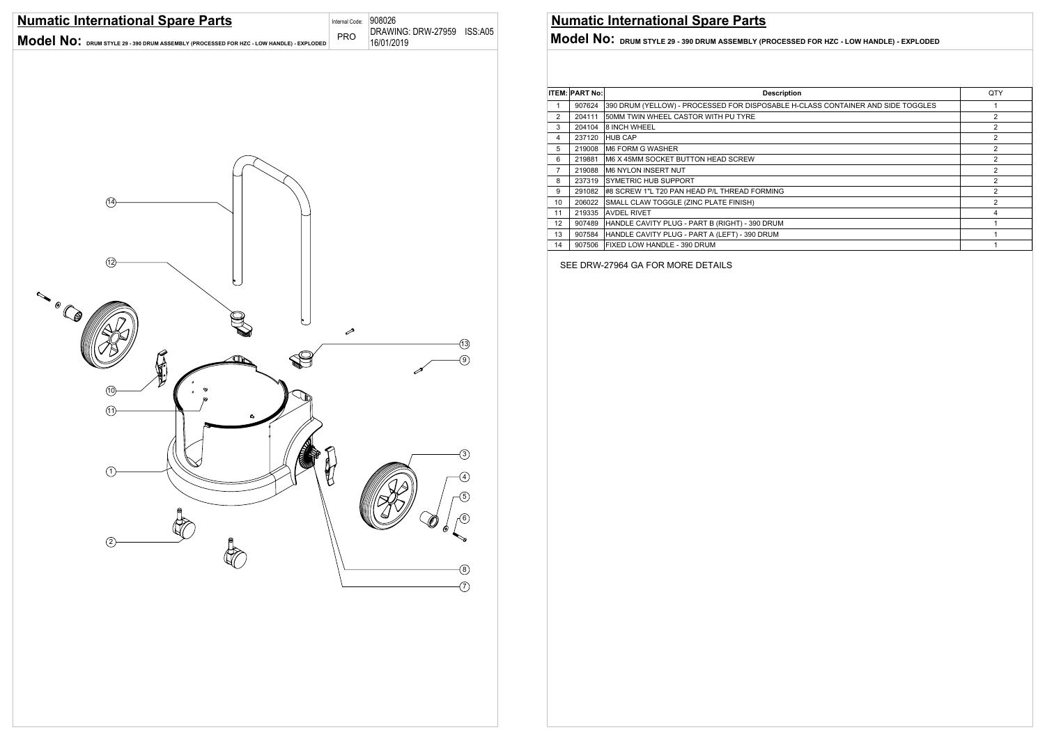# Numatic International Spare Parts

**Model No:** DRUM STYLE 29 - 390 DRUM ASSEMBLY (PROCESSED FOR HZC - LOW HANDLE) - EXPLODED

| Internal Code: | 908026 |
|---|---|
| PRO | DRAWING: DRW-27959 ISS:A05 16/01/2019 |

14
12
10
11
1
2
13
9
3
4
5
6
8
7

# Numatic International Spare Parts

**Model No:** DRUM STYLE 29 - 390 DRUM ASSEMBLY (PROCESSED FOR HZC - LOW HANDLE) - EXPLODED

| ITEM: | PART No: | Description | QTY |
|---|---|---|---|
| 1 | 907624 | 390 DRUM (YELLOW) - PROCESSED FOR DISPOSABLE H-CLASS CONTAINER AND SIDE TOGGLES | 1 |
| 2 | 204111 | 50MM TWIN WHEEL CASTOR WITH PU TYRE | 2 |
| 3 | 204104 | 8 INCH WHEEL | 2 |
| 4 | 237120 | HUB CAP | 2 |
| 5 | 219008 | M6 FORM G WASHER | 2 |
| 6 | 219881 | M6 X 45MM SOCKET BUTTON HEAD SCREW | 2 |
| 7 | 219088 | M6 NYLON INSERT NUT | 2 |
| 8 | 237319 | SYMETRIC HUB SUPPORT | 2 |
| 9 | 291082 | #8 SCREW 1"L T20 PAN HEAD P/L THREAD FORMING | 2 |
| 10 | 206022 | SMALL CLAW TOGGLE (ZINC PLATE FINISH) | 2 |
| 11 | 219335 | AVDEL RIVET | 4 |
| 12 | 907489 | HANDLE CAVITY PLUG - PART B (RIGHT) - 390 DRUM | 1 |
| 13 | 907584 | HANDLE CAVITY PLUG - PART A (LEFT) - 390 DRUM | 1 |
| 14 | 907506 | FIXED LOW HANDLE - 390 DRUM | 1 |

SEE DRW-27964 GA FOR MORE DETAILS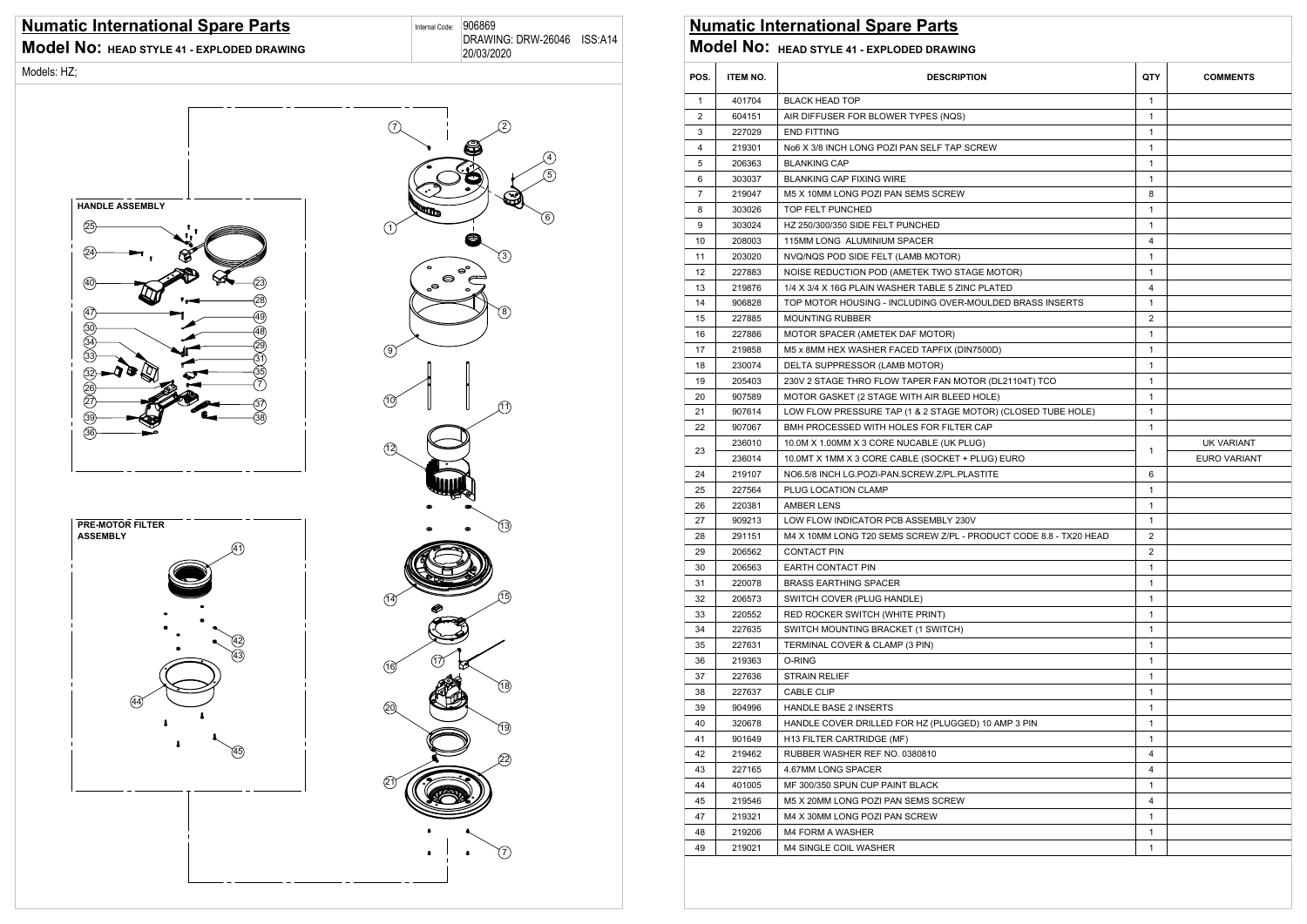# Numatic International Spare Parts

## Model No: HEAD STYLE 41 - EXPLODED DRAWING

Internal Code: 906869
DRAWING: DRW-26046 ISS:A14
20/03/2020

Models: HZ;

HANDLE ASSEMBLY

PRE-MOTOR FILTER ASSEMBLY

# Numatic International Spare Parts

## Model No: HEAD STYLE 41 - EXPLODED DRAWING

| POS. | ITEM NO. | DESCRIPTION | QTY | COMMENTS |
|---|---|---|---|---|
| 1 | 401704 | BLACK HEAD TOP | 1 | |
| 2 | 604151 | AIR DIFFUSER FOR BLOWER TYPES (NQS) | 1 | |
| 3 | 227029 | END FITTING | 1 | |
| 4 | 219301 | No6 X 3/8 INCH LONG POZI PAN SELF TAP SCREW | 1 | |
| 5 | 206363 | BLANKING CAP | 1 | |
| 6 | 303037 | BLANKING CAP FIXING WIRE | 1 | |
| 7 | 219047 | M5 X 10MM LONG POZI PAN SEMS SCREW | 8 | |
| 8 | 303026 | TOP FELT PUNCHED | 1 | |
| 9 | 303024 | HZ 250/300/350 SIDE FELT PUNCHED | 1 | |
| 10 | 208003 | 115MM LONG ALUMINIUM SPACER | 4 | |
| 11 | 203020 | NVQ/NQS POD SIDE FELT (LAMB MOTOR) | 1 | |
| 12 | 227883 | NOISE REDUCTION POD (AMETEK TWO STAGE MOTOR) | 1 | |
| 13 | 219876 | 1/4 X 3/4 X 16G PLAIN WASHER TABLE 5 ZINC PLATED | 4 | |
| 14 | 906828 | TOP MOTOR HOUSING - INCLUDING OVER-MOULDED BRASS INSERTS | 1 | |
| 15 | 227885 | MOUNTING RUBBER | 2 | |
| 16 | 227886 | MOTOR SPACER (AMETEK DAF MOTOR) | 1 | |
| 17 | 219858 | M5 x 8MM HEX WASHER FACED TAPFIX (DIN7500D) | 1 | |
| 18 | 230074 | DELTA SUPPRESSOR (LAMB MOTOR) | 1 | |
| 19 | 205403 | 230V 2 STAGE THRO FLOW TAPER FAN MOTOR (DL21104T) TCO | 1 | |
| 20 | 907589 | MOTOR GASKET (2 STAGE WITH AIR BLEED HOLE) | 1 | |
| 21 | 907614 | LOW FLOW PRESSURE TAP (1 & 2 STAGE MOTOR) (CLOSED TUBE HOLE) | 1 | |
| 22 | 907067 | BMH PROCESSED WITH HOLES FOR FILTER CAP | 1 | |
| 23 | 236010 | 10.0M X 1.00MM X 3 CORE NUCABLE (UK PLUG) | 1 | UK VARIANT |
| | 236014 | 10.0MT X 1MM X 3 CORE CABLE (SOCKET + PLUG) EURO | | EURO VARIANT |
| 24 | 219107 | NO6.5/8 INCH LG.POZI-PAN.SCREW.Z/PL.PLASTITE | 6 | |
| 25 | 227564 | PLUG LOCATION CLAMP | 1 | |
| 26 | 220381 | AMBER LENS | 1 | |
| 27 | 909213 | LOW FLOW INDICATOR PCB ASSEMBLY 230V | 1 | |
| 28 | 291151 | M4 X 10MM LONG T20 SEMS SCREW Z/PL - PRODUCT CODE 8.8 - TX20 HEAD | 2 | |
| 29 | 206562 | CONTACT PIN | 2 | |
| 30 | 206563 | EARTH CONTACT PIN | 1 | |
| 31 | 220078 | BRASS EARTHING SPACER | 1 | |
| 32 | 206573 | SWITCH COVER (PLUG HANDLE) | 1 | |
| 33 | 220552 | RED ROCKER SWITCH (WHITE PRINT) | 1 | |
| 34 | 227635 | SWITCH MOUNTING BRACKET (1 SWITCH) | 1 | |
| 35 | 227631 | TERMINAL COVER & CLAMP (3 PIN) | 1 | |
| 36 | 219363 | O-RING | 1 | |
| 37 | 227636 | STRAIN RELIEF | 1 | |
| 38 | 227637 | CABLE CLIP | 1 | |
| 39 | 904996 | HANDLE BASE 2 INSERTS | 1 | |
| 40 | 320678 | HANDLE COVER DRILLED FOR HZ (PLUGGED) 10 AMP 3 PIN | 1 | |
| 41 | 901649 | H13 FILTER CARTRIDGE (MF) | 1 | |
| 42 | 219462 | RUBBER WASHER REF NO. 0380810 | 4 | |
| 43 | 227165 | 4.67MM LONG SPACER | 4 | |
| 44 | 401005 | MF 300/350 SPUN CUP PAINT BLACK | 1 | |
| 45 | 219546 | M5 X 20MM LONG POZI PAN SEMS SCREW | 4 | |
| 47 | 219321 | M4 X 30MM LONG POZI PAN SCREW | 1 | |
| 48 | 219206 | M4 FORM A WASHER | 1 | |
| 49 | 219021 | M4 SINGLE COIL WASHER | 1 | |